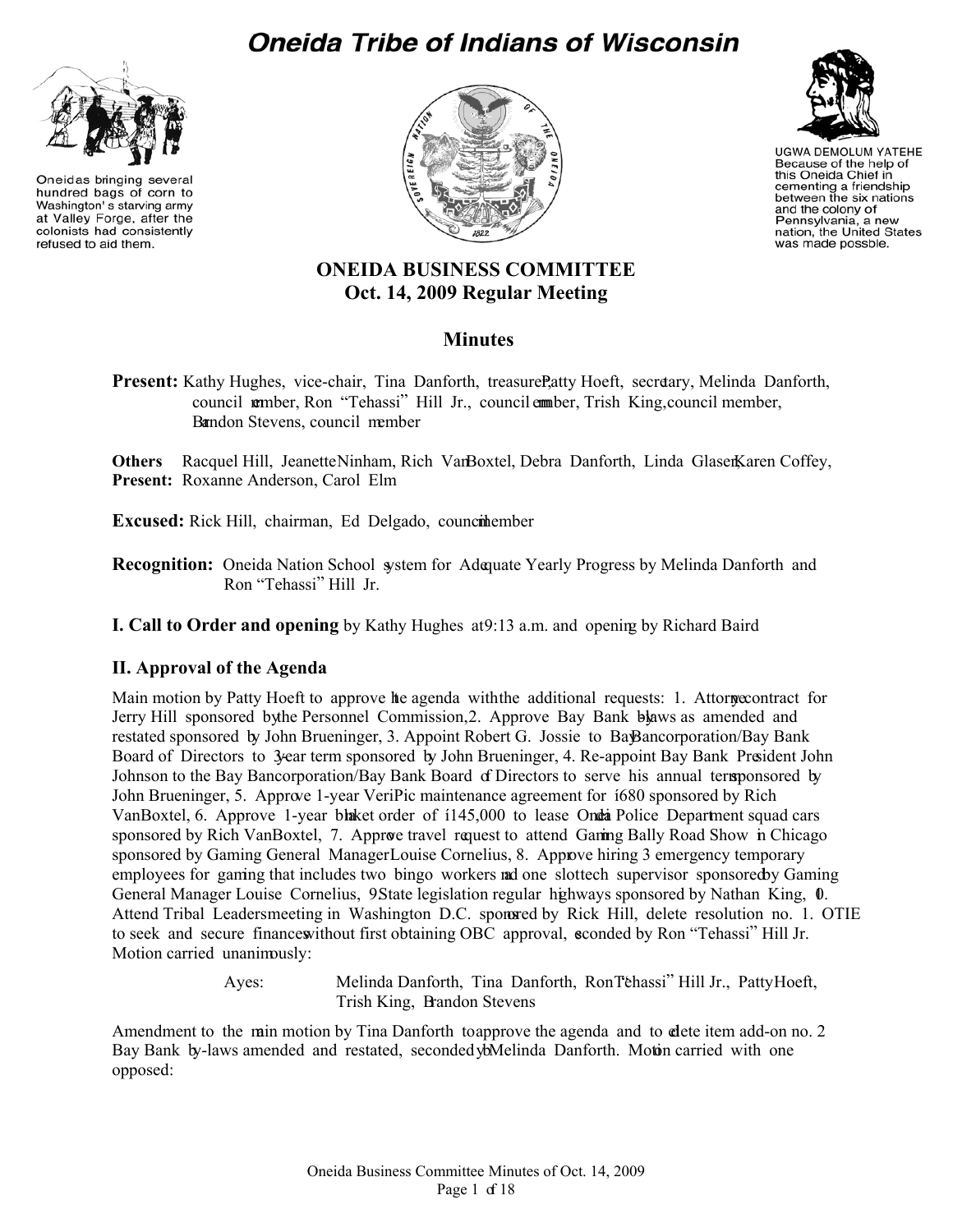# Oneida Tribe of Indians of Wisconsin

Oneidas bringing several hundred bags of corn to Washington's starving army at Valley Forge, after the colonists had consistently refused to aid them.

UGWA DEMOLUM YATEHE
Because of the help of this Oneida Chief in cementing a friendship between the six nations and the colony of Pennsylvania, a new nation, the United States was made possble.

## ONEIDA BUSINESS COMMITTEE
## Oct. 14, 2009 Regular Meeting

## Minutes

**Present:** Kathy Hughes, vice-chair, Tina Danforth, treasurer, Patty Hoeft, secretary, Melinda Danforth, council member, Ron "Tehassi" Hill Jr., council member, Trish King, council member, Brandon Stevens, council member

**Others Present:** Racquel Hill, Jeanette Ninham, Rich VanBoxtel, Debra Danforth, Linda Glaser, Karen Coffey, Roxanne Anderson, Carol Elm

**Excused:** Rick Hill, chairman, Ed Delgado, council member

**Recognition:** Oneida Nation School system for Adequate Yearly Progress by Melinda Danforth and Ron "Tehassi" Hill Jr.

**I. Call to Order and opening** by Kathy Hughes at 9:13 a.m. and opening by Richard Baird

### II. Approval of the Agenda

Main motion by Patty Hoeft to approve the agenda with the additional requests: 1. Attorney contract for Jerry Hill sponsored by the Personnel Commission, 2. Approve Bay Bank by-laws as amended and restated sponsored by John Brueninger, 3. Appoint Robert G. Jossie to Bay Bancorporation/Bay Bank Board of Directors to 3-year term sponsored by John Brueninger, 4. Re-appoint Bay Bank President John Johnson to the Bay Bancorporation/Bay Bank Board of Directors to serve his annual term sponsored by John Brueninger, 5. Approve 1-year VeriPic maintenance agreement for $680 sponsored by Rich VanBoxtel, 6. Approve 1-year blanket order of $145,000 to lease Oneida Police Department squad cars sponsored by Rich VanBoxtel, 7. Approve travel request to attend Gaming Bally Road Show in Chicago sponsored by Gaming General Manager Louise Cornelius, 8. Approve hiring 3 emergency temporary employees for gaming that includes two bingo workers and one slot tech supervisor sponsored by Gaming General Manager Louise Cornelius, 9. State legislation regular highways sponsored by Nathan King, 10. Attend Tribal Leaders meeting in Washington D.C. sponsored by Rick Hill, delete resolution no. 1. OTIE to seek and secure finances without first obtaining OBC approval, seconded by Ron "Tehassi" Hill Jr. Motion carried unanimously:

Ayes: Melinda Danforth, Tina Danforth, Ron "Tehassi" Hill Jr., Patty Hoeft, Trish King, Brandon Stevens

Amendment to the main motion by Tina Danforth to approve the agenda and to delete item add-on no. 2 Bay Bank by-laws amended and restated, seconded by Melinda Danforth. Motion carried with one opposed: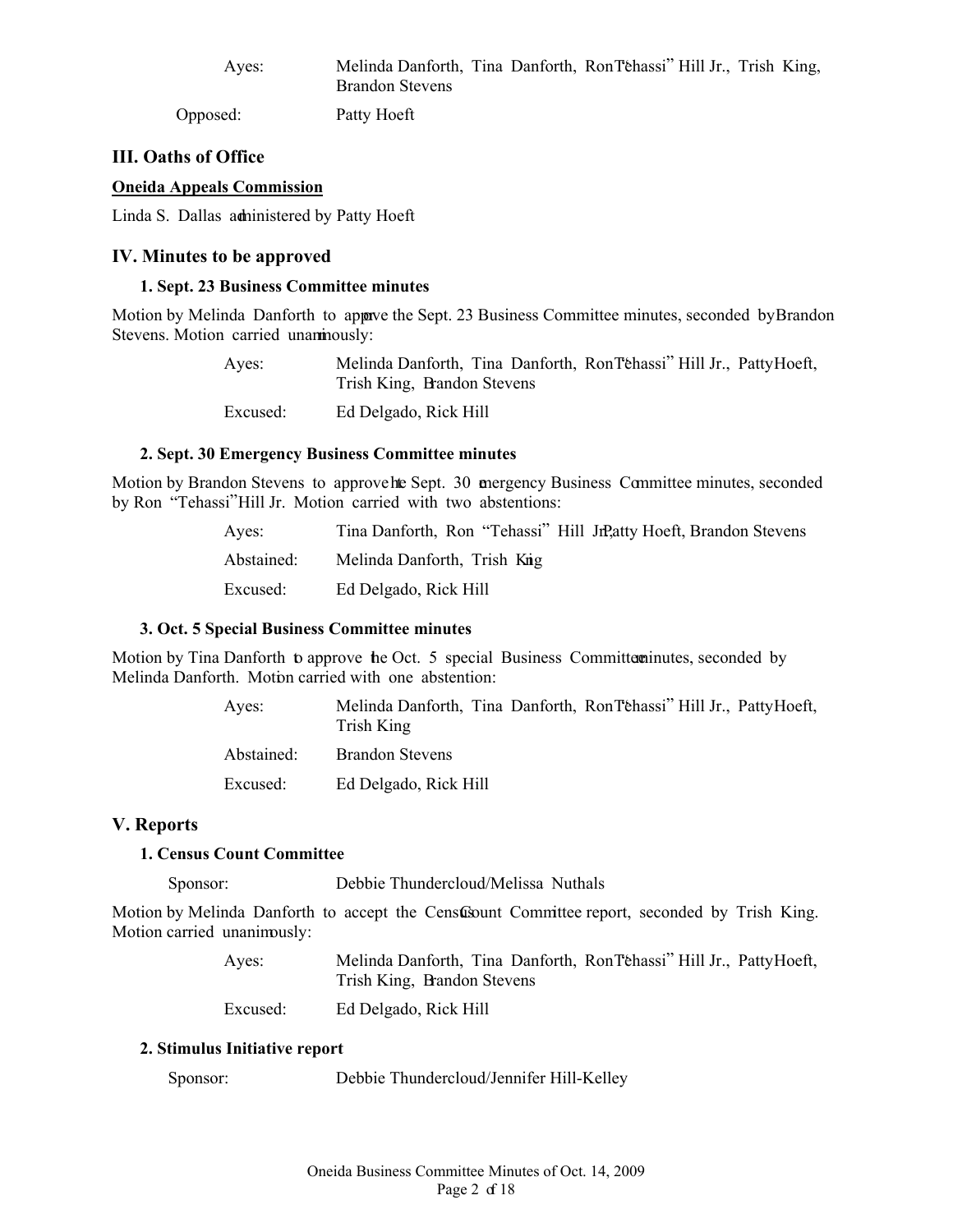| | |
|---|---|
| Ayes: | Melinda Danforth, Tina Danforth, Ron "Tehassi" Hill Jr., Trish King, Brandon Stevens |
| Opposed: | Patty Hoeft |

## III. Oaths of Office

**Oneida Appeals Commission**

Linda S. Dallas administered by Patty Hoeft

## IV. Minutes to be approved

### 1. Sept. 23 Business Committee minutes

Motion by Melinda Danforth to approve the Sept. 23 Business Committee minutes, seconded by Brandon Stevens. Motion carried unanimously:

| | |
|---|---|
| Ayes: | Melinda Danforth, Tina Danforth, Ron "Tehassi" Hill Jr., Patty Hoeft, Trish King, Brandon Stevens |
| Excused: | Ed Delgado, Rick Hill |

### 2. Sept. 30 Emergency Business Committee minutes

Motion by Brandon Stevens to approve the Sept. 30 emergency Business Committee minutes, seconded by Ron "Tehassi" Hill Jr. Motion carried with two abstentions:

| | |
|---|---|
| Ayes: | Tina Danforth, Ron "Tehassi" Hill Jr., Patty Hoeft, Brandon Stevens |
| Abstained: | Melinda Danforth, Trish King |
| Excused: | Ed Delgado, Rick Hill |

### 3. Oct. 5 Special Business Committee minutes

Motion by Tina Danforth to approve the Oct. 5 special Business Committee minutes, seconded by Melinda Danforth. Motion carried with one abstention:

| | |
|---|---|
| Ayes: | Melinda Danforth, Tina Danforth, Ron "Tehassi" Hill Jr., Patty Hoeft, Trish King |
| Abstained: | Brandon Stevens |
| Excused: | Ed Delgado, Rick Hill |

## V. Reports

### 1. Census Count Committee

Sponsor: Debbie Thundercloud/Melissa Nuthals

Motion by Melinda Danforth to accept the Census Count Committee report, seconded by Trish King. Motion carried unanimously:

| | |
|---|---|
| Ayes: | Melinda Danforth, Tina Danforth, Ron "Tehassi" Hill Jr., Patty Hoeft, Trish King, Brandon Stevens |
| Excused: | Ed Delgado, Rick Hill |

### 2. Stimulus Initiative report

Sponsor: Debbie Thundercloud/Jennifer Hill-Kelley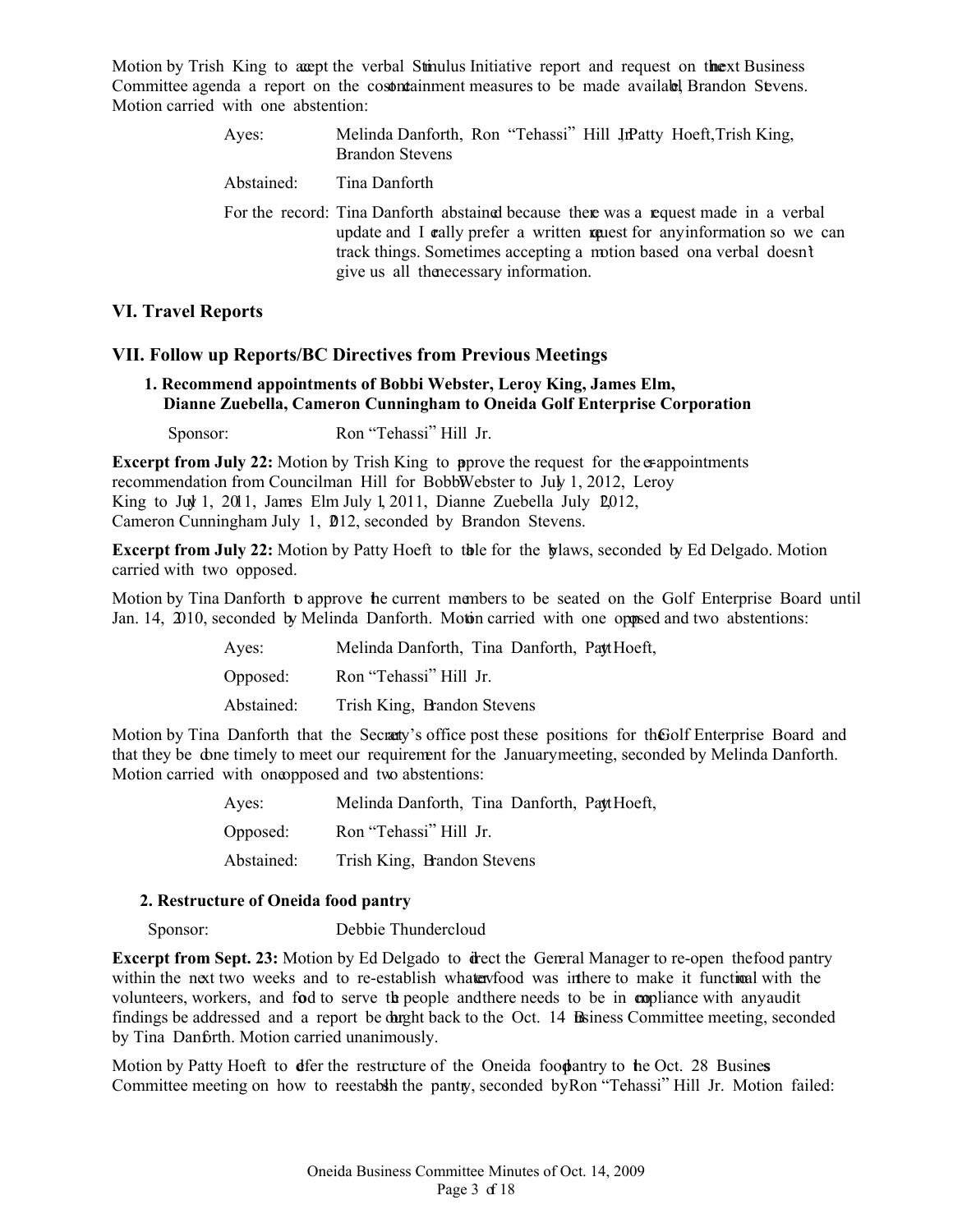Motion by Trish King to accept the verbal Stimulus Initiative report and request on the next Business Committee agenda a report on the cost containment measures to be made available, Brandon Stevens. Motion carried with one abstention:

| | |
|---|---|
| Ayes: | Melinda Danforth, Ron "Tehassi" Hill Jr., Patty Hoeft, Trish King, Brandon Stevens |
| Abstained: | Tina Danforth |
| For the record: | Tina Danforth abstained because there was a request made in a verbal update and I really prefer a written request for any information so we can track things. Sometimes accepting a motion based on a verbal doesn't give us all the necessary information. |

## VI. Travel Reports

## VII. Follow up Reports/BC Directives from Previous Meetings

### 1. Recommend appointments of Bobbi Webster, Leroy King, James Elm, Dianne Zuebella, Cameron Cunningham to Oneida Golf Enterprise Corporation

Sponsor: Ron "Tehassi" Hill Jr.

**Excerpt from July 22:** Motion by Trish King to approve the request for the re-appointments recommendation from Councilman Hill for Bobbi Webster to July 1, 2012, Leroy King to July 1, 2011, James Elm July 1, 2011, Dianne Zuebella July 1, 2012, Cameron Cunningham July 1, 2012, seconded by Brandon Stevens.

**Excerpt from July 22:** Motion by Patty Hoeft to table for the bylaws, seconded by Ed Delgado. Motion carried with two opposed.

Motion by Tina Danforth to approve the current members to be seated on the Golf Enterprise Board until Jan. 14, 2010, seconded by Melinda Danforth. Motion carried with one opposed and two abstentions:

| | |
|---|---|
| Ayes: | Melinda Danforth, Tina Danforth, Patty Hoeft, |
| Opposed: | Ron "Tehassi" Hill Jr. |
| Abstained: | Trish King, Brandon Stevens |

Motion by Tina Danforth that the Secretary's office post these positions for the Golf Enterprise Board and that they be done timely to meet our requirement for the January meeting, seconded by Melinda Danforth. Motion carried with one opposed and two abstentions:

| | |
|---|---|
| Ayes: | Melinda Danforth, Tina Danforth, Patty Hoeft, |
| Opposed: | Ron "Tehassi" Hill Jr. |
| Abstained: | Trish King, Brandon Stevens |

### 2. Restructure of Oneida food pantry

Sponsor: Debbie Thundercloud

**Excerpt from Sept. 23:** Motion by Ed Delgado to direct the General Manager to re-open the food pantry within the next two weeks and to re-establish whatever food was in there to make it functional with the volunteers, workers, and food to serve the people and there needs to be in compliance with any audit findings be addressed and a report be brought back to the Oct. 14 Business Committee meeting, seconded by Tina Danforth. Motion carried unanimously.

Motion by Patty Hoeft to defer the restructure of the Oneida food pantry to the Oct. 28 Business Committee meeting on how to reestablish the pantry, seconded by Ron "Tehassi" Hill Jr. Motion failed: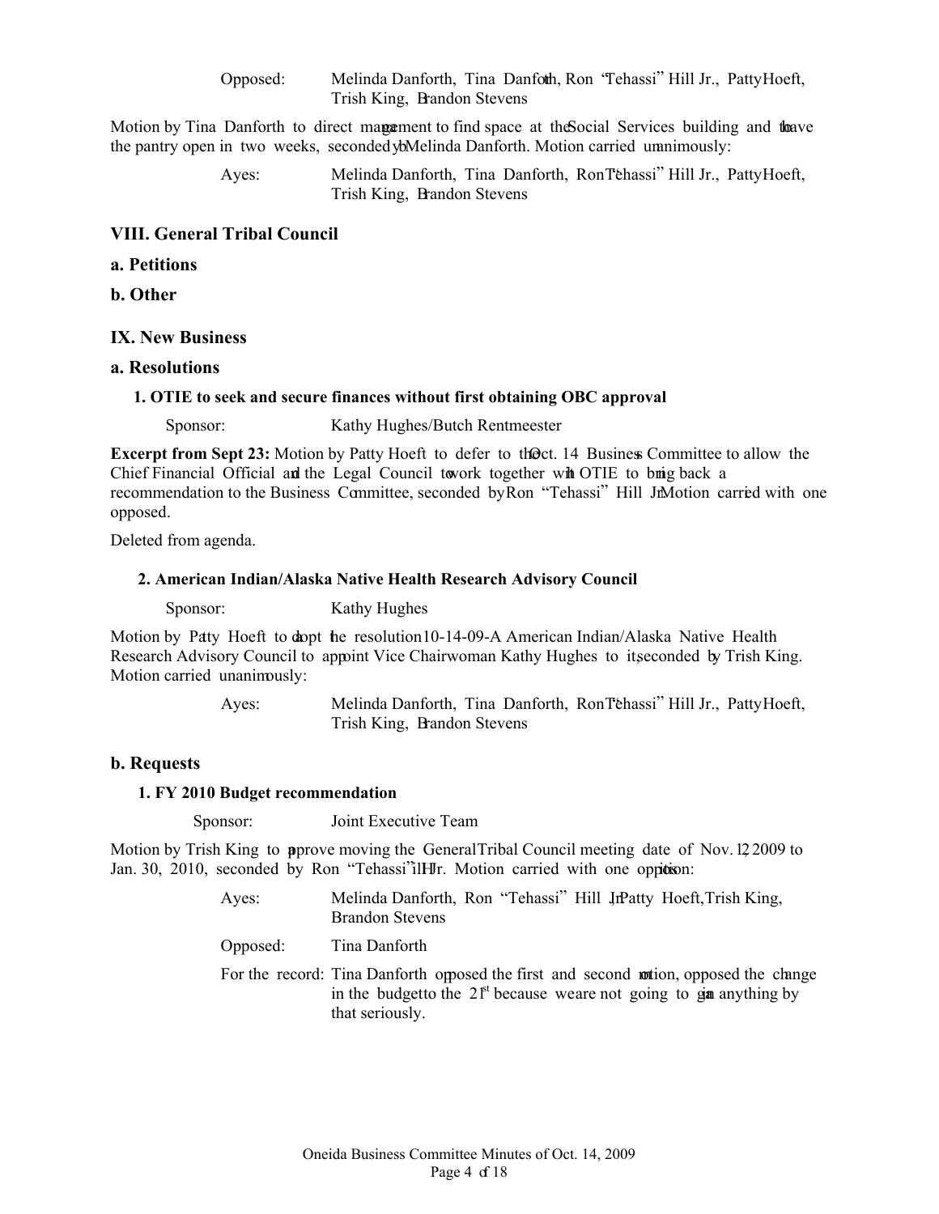| | |
|---|---|
| Opposed: | Melinda Danforth, Tina Danforth, Ron "Tehassi" Hill Jr., Patty Hoeft, Trish King, Brandon Stevens |

Motion by Tina Danforth to direct management to find space at the Social Services building and to have the pantry open in two weeks, seconded by Melinda Danforth. Motion carried unanimously:

| | |
|---|---|
| Ayes: | Melinda Danforth, Tina Danforth, Ron "Tehassi" Hill Jr., Patty Hoeft, Trish King, Brandon Stevens |

## VIII. General Tribal Council

### a. Petitions

### b. Other

## IX. New Business

### a. Resolutions

#### 1. OTIE to seek and secure finances without first obtaining OBC approval

Sponsor: Kathy Hughes/Butch Rentmeester

**Excerpt from Sept 23:** Motion by Patty Hoeft to defer to the Oct. 14 Business Committee to allow the Chief Financial Official and the Legal Council to work together with OTIE to bring back a recommendation to the Business Committee, seconded by Ron "Tehassi" Hill Jr. Motion carried with one opposed.

Deleted from agenda.

#### 2. American Indian/Alaska Native Health Research Advisory Council

Sponsor: Kathy Hughes

Motion by Patty Hoeft to adopt the resolution 10-14-09-A American Indian/Alaska Native Health Research Advisory Council to appoint Vice Chairwoman Kathy Hughes to it, seconded by Trish King. Motion carried unanimously:

| | |
|---|---|
| Ayes: | Melinda Danforth, Tina Danforth, Ron "Tehassi" Hill Jr., Patty Hoeft, Trish King, Brandon Stevens |

### b. Requests

#### 1. FY 2010 Budget recommendation

Sponsor: Joint Executive Team

Motion by Trish King to approve moving the General Tribal Council meeting date of Nov. 12, 2009 to Jan. 30, 2010, seconded by Ron "Tehassi" Hill Jr. Motion carried with one opposition:

| | |
|---|---|
| Ayes: | Melinda Danforth, Ron "Tehassi" Hill Jr., Patty Hoeft, Trish King, Brandon Stevens |
| Opposed: | Tina Danforth |
| For the record: | Tina Danforth opposed the first and second motion, opposed the change in the budget to the 21st because we are not going to gain anything by that seriously. |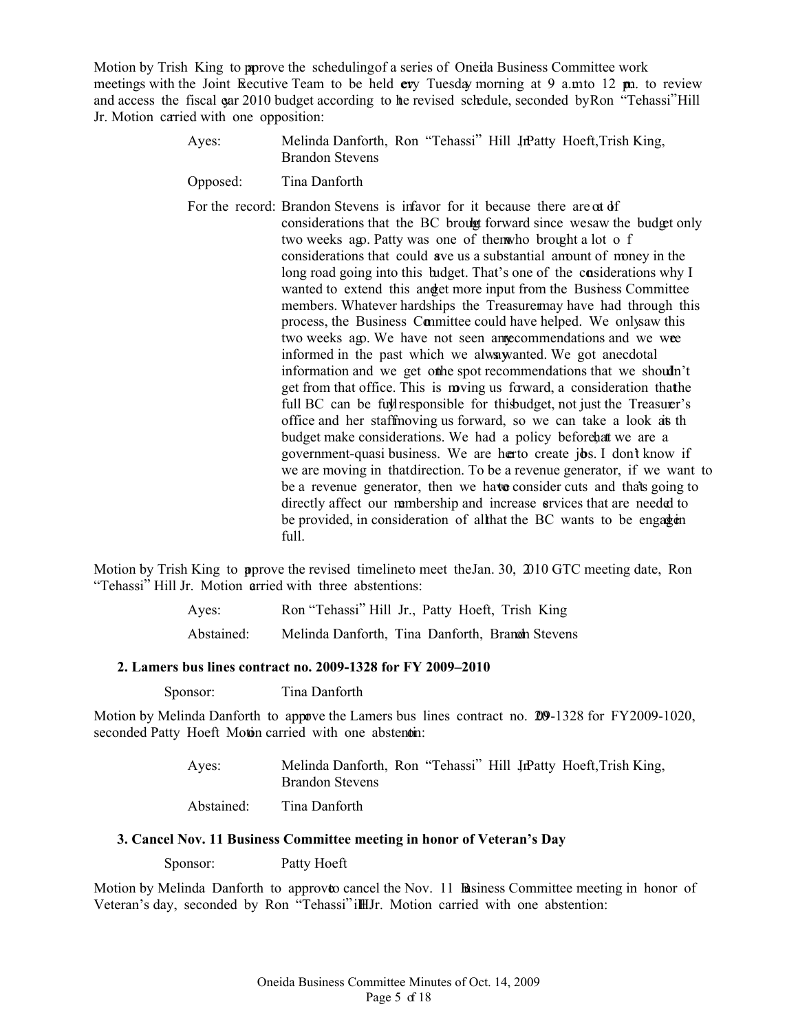Motion by Trish King to approve the scheduling of a series of Oneida Business Committee work meetings with the Joint Executive Team to be held every Tuesday morning at 9 a.m. to 12 p.m. to review and access the fiscal year 2010 budget according to the revised schedule, seconded by Ron "Tehassi" Hill Jr. Motion carried with one opposition:

Ayes: Melinda Danforth, Ron "Tehassi" Hill Jr., Patty Hoeft, Trish King, Brandon Stevens

Opposed: Tina Danforth

For the record: Brandon Stevens is in favor for it because there are a lot of considerations that the BC brought forward since we saw the budget only two weeks ago. Patty was one of them who brought a lot of considerations that could save us a substantial amount of money in the long road going into this budget. That's one of the considerations why I wanted to extend this and get more input from the Business Committee members. Whatever hardships the Treasurer may have had through this process, the Business Committee could have helped. We only saw this two weeks ago. We have not seen any recommendations and we were informed in the past which we always wanted. We got anecdotal information and we get on the spot recommendations that we shouldn't get from that office. This is moving us forward, a consideration that the full BC can be fully responsible for this budget, not just the Treasurer's office and her staff moving us forward, so we can take a look at the budget make considerations. We had a policy before that we are a government-quasi business. We are here to create jobs. I don't know if we are moving in that direction. To be a revenue generator, if we want to be a revenue generator, then we have to consider cuts and that's going to directly affect our membership and increase services that are needed to be provided, in consideration of all that the BC wants to be engaged in full.

Motion by Trish King to approve the revised timeline to meet the Jan. 30, 2010 GTC meeting date, Ron "Tehassi" Hill Jr. Motion carried with three abstentions:

Ayes: Ron "Tehassi" Hill Jr., Patty Hoeft, Trish King

Abstained: Melinda Danforth, Tina Danforth, Brandon Stevens

**2. Lamers bus lines contract no. 2009-1328 for FY 2009–2010**

Sponsor: Tina Danforth

Motion by Melinda Danforth to approve the Lamers bus lines contract no. 2009-1328 for FY2009-1020, seconded Patty Hoeft Motion carried with one abstention:

Ayes: Melinda Danforth, Ron "Tehassi" Hill Jr., Patty Hoeft, Trish King, Brandon Stevens

Abstained: Tina Danforth

**3. Cancel Nov. 11 Business Committee meeting in honor of Veteran's Day**

Sponsor: Patty Hoeft

Motion by Melinda Danforth to approve to cancel the Nov. 11 Business Committee meeting in honor of Veteran's day, seconded by Ron "Tehassi" Hill Jr. Motion carried with one abstention: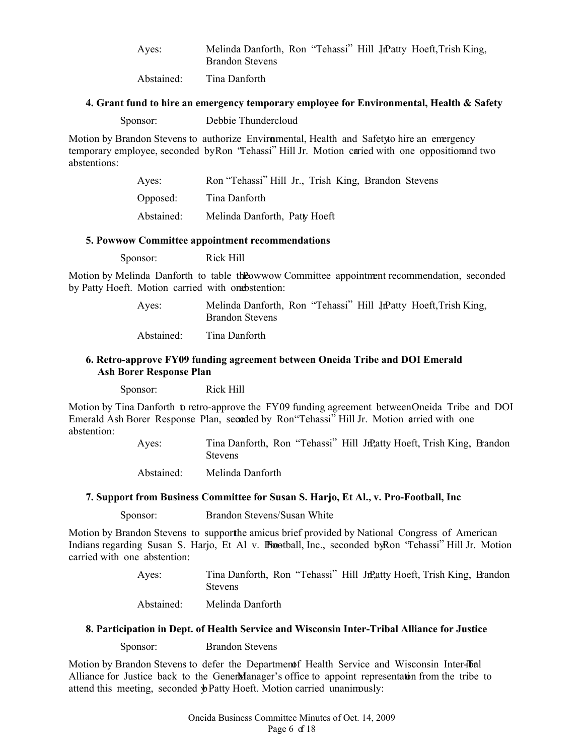Ayes: Melinda Danforth, Ron "Tehassi" Hill Jr., Patty Hoeft, Trish King, Brandon Stevens

Abstained: Tina Danforth

**4. Grant fund to hire an emergency temporary employee for Environmental, Health & Safety**

Sponsor: Debbie Thundercloud

Motion by Brandon Stevens to authorize Environmental, Health and Safety to hire an emergency temporary employee, seconded by Ron "Tehassi" Hill Jr. Motion carried with one opposition and two abstentions:

Ayes: Ron "Tehassi" Hill Jr., Trish King, Brandon Stevens

Opposed: Tina Danforth

Abstained: Melinda Danforth, Patty Hoeft

**5. Powwow Committee appointment recommendations**

Sponsor: Rick Hill

Motion by Melinda Danforth to table the Powwow Committee appointment recommendation, seconded by Patty Hoeft. Motion carried with one abstention:

Ayes: Melinda Danforth, Ron "Tehassi" Hill Jr., Patty Hoeft, Trish King, Brandon Stevens

Abstained: Tina Danforth

**6. Retro-approve FY09 funding agreement between Oneida Tribe and DOI Emerald Ash Borer Response Plan**

Sponsor: Rick Hill

Motion by Tina Danforth to retro-approve the FY09 funding agreement between Oneida Tribe and DOI Emerald Ash Borer Response Plan, seconded by Ron "Tehassi" Hill Jr. Motion carried with one abstention:

Ayes: Tina Danforth, Ron "Tehassi" Hill Jr., Patty Hoeft, Trish King, Brandon Stevens

Abstained: Melinda Danforth

**7. Support from Business Committee for Susan S. Harjo, Et Al., v. Pro-Football, Inc**

Sponsor: Brandon Stevens/Susan White

Motion by Brandon Stevens to support the amicus brief provided by National Congress of American Indians regarding Susan S. Harjo, Et Al v. Pro-Football, Inc., seconded by Ron "Tehassi" Hill Jr. Motion carried with one abstention:

Ayes: Tina Danforth, Ron "Tehassi" Hill Jr., Patty Hoeft, Trish King, Brandon Stevens

Abstained: Melinda Danforth

**8. Participation in Dept. of Health Service and Wisconsin Inter-Tribal Alliance for Justice**

Sponsor: Brandon Stevens

Motion by Brandon Stevens to defer the Department of Health Service and Wisconsin Inter-Tribal Alliance for Justice back to the General Manager's office to appoint representation from the tribe to attend this meeting, seconded by Patty Hoeft. Motion carried unanimously: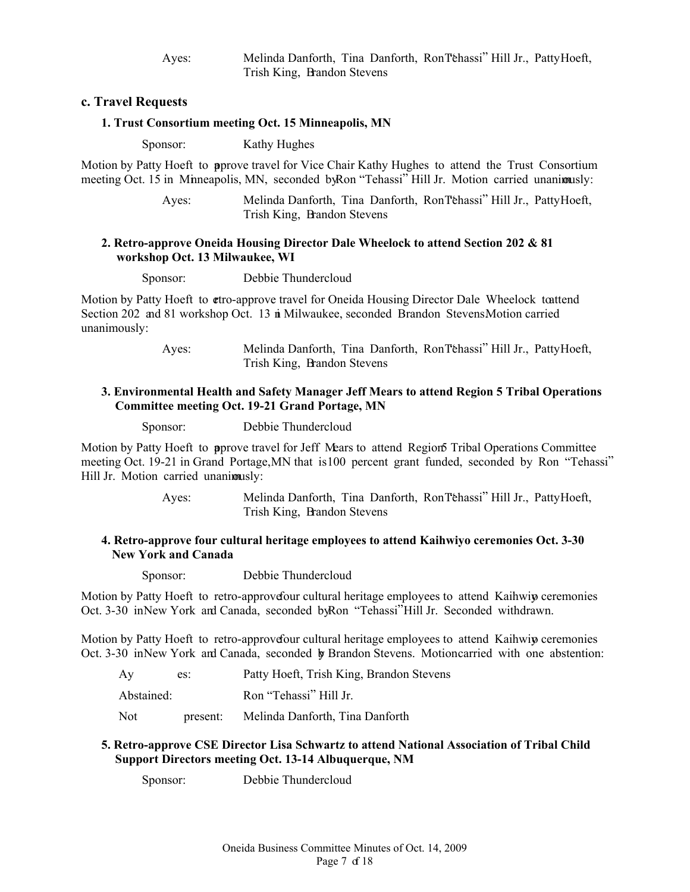Ayes: Melinda Danforth, Tina Danforth, Ron "Tehassi" Hill Jr., Patty Hoeft, Trish King, Brandon Stevens

## c. Travel Requests

### 1. Trust Consortium meeting Oct. 15 Minneapolis, MN

Sponsor: Kathy Hughes

Motion by Patty Hoeft to approve travel for Vice Chair Kathy Hughes to attend the Trust Consortium meeting Oct. 15 in Minneapolis, MN, seconded by Ron "Tehassi" Hill Jr. Motion carried unanimously:

Ayes: Melinda Danforth, Tina Danforth, Ron "Tehassi" Hill Jr., Patty Hoeft, Trish King, Brandon Stevens

### 2. Retro-approve Oneida Housing Director Dale Wheelock to attend Section 202 & 81 workshop Oct. 13 Milwaukee, WI

Sponsor: Debbie Thundercloud

Motion by Patty Hoeft to retro-approve travel for Oneida Housing Director Dale Wheelock to attend Section 202 and 81 workshop Oct. 13 in Milwaukee, seconded Brandon Stevens. Motion carried unanimously:

Ayes: Melinda Danforth, Tina Danforth, Ron "Tehassi" Hill Jr., Patty Hoeft, Trish King, Brandon Stevens

### 3. Environmental Health and Safety Manager Jeff Mears to attend Region 5 Tribal Operations Committee meeting Oct. 19-21 Grand Portage, MN

Sponsor: Debbie Thundercloud

Motion by Patty Hoeft to approve travel for Jeff Mears to attend Region 5 Tribal Operations Committee meeting Oct. 19-21 in Grand Portage, MN that is 100 percent grant funded, seconded by Ron "Tehassi" Hill Jr. Motion carried unanimously:

Ayes: Melinda Danforth, Tina Danforth, Ron "Tehassi" Hill Jr., Patty Hoeft, Trish King, Brandon Stevens

### 4. Retro-approve four cultural heritage employees to attend Kaihwiyo ceremonies Oct. 3-30 New York and Canada

Sponsor: Debbie Thundercloud

Motion by Patty Hoeft to retro-approve four cultural heritage employees to attend Kaihwiyo ceremonies Oct. 3-30 in New York and Canada, seconded by Ron "Tehassi" Hill Jr. Seconded withdrawn.

Motion by Patty Hoeft to retro-approve four cultural heritage employees to attend Kaihwiyo ceremonies Oct. 3-30 in New York and Canada, seconded by Brandon Stevens. Motion carried with one abstention:

Ayes: Patty Hoeft, Trish King, Brandon Stevens

Abstained: Ron "Tehassi" Hill Jr.

Not present: Melinda Danforth, Tina Danforth

### 5. Retro-approve CSE Director Lisa Schwartz to attend National Association of Tribal Child Support Directors meeting Oct. 13-14 Albuquerque, NM

Sponsor: Debbie Thundercloud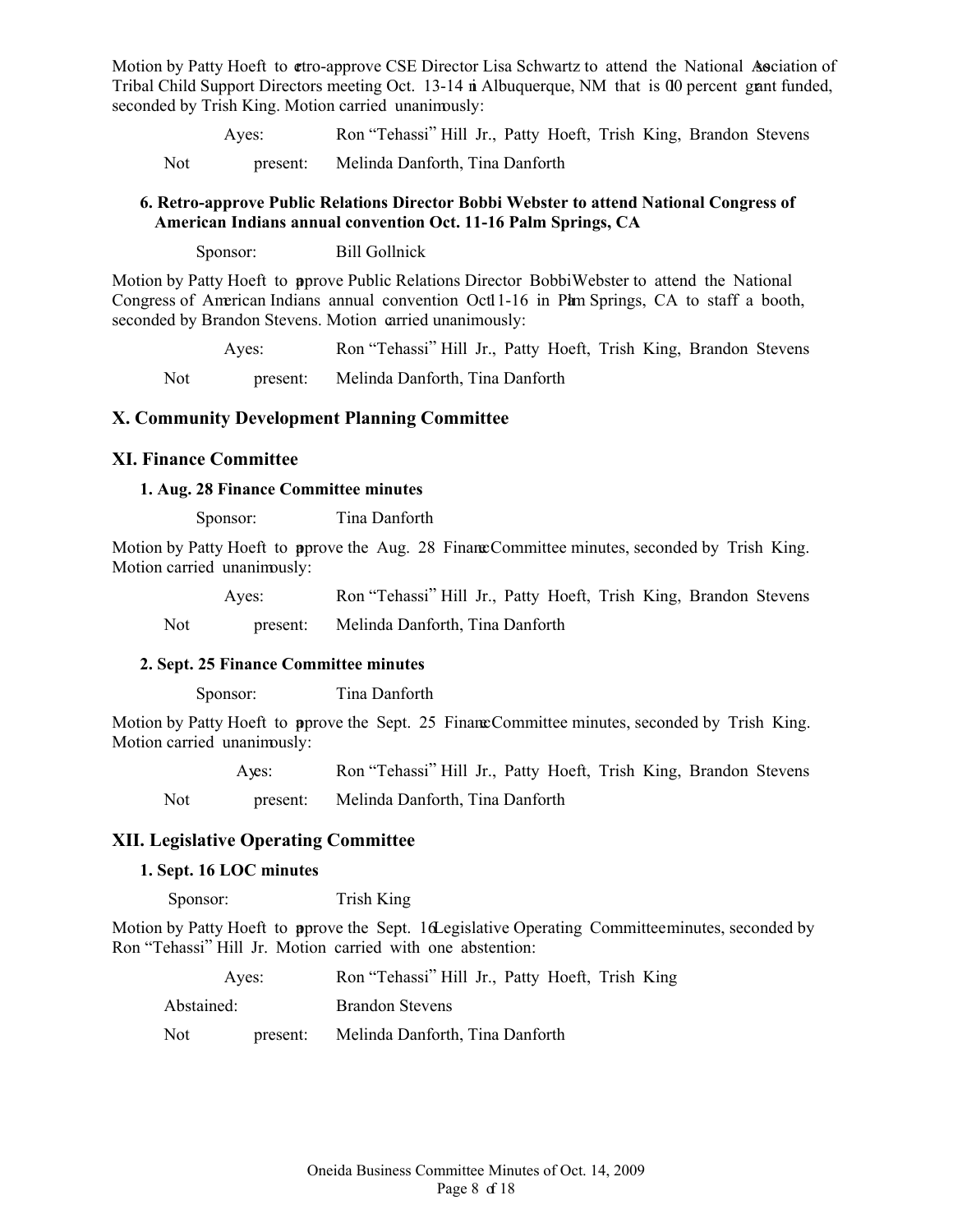Motion by Patty Hoeft to retro-approve CSE Director Lisa Schwartz to attend the National Association of Tribal Child Support Directors meeting Oct. 13-14 in Albuquerque, NM that is 100 percent grant funded, seconded by Trish King. Motion carried unanimously:

| | |
|---|---|
| Ayes: | Ron "Tehassi" Hill Jr., Patty Hoeft, Trish King, Brandon Stevens |
| Not present: | Melinda Danforth, Tina Danforth |

**6. Retro-approve Public Relations Director Bobbi Webster to attend National Congress of American Indians annual convention Oct. 11-16 Palm Springs, CA**

Sponsor: Bill Gollnick

Motion by Patty Hoeft to approve Public Relations Director Bobbi Webster to attend the National Congress of American Indians annual convention Oct. 11-16 in Palm Springs, CA to staff a booth, seconded by Brandon Stevens. Motion carried unanimously:

| | |
|---|---|
| Ayes: | Ron "Tehassi" Hill Jr., Patty Hoeft, Trish King, Brandon Stevens |
| Not present: | Melinda Danforth, Tina Danforth |

## X. Community Development Planning Committee

## XI. Finance Committee

**1. Aug. 28 Finance Committee minutes**

Sponsor: Tina Danforth

Motion by Patty Hoeft to approve the Aug. 28 Finance Committee minutes, seconded by Trish King. Motion carried unanimously:

| | |
|---|---|
| Ayes: | Ron "Tehassi" Hill Jr., Patty Hoeft, Trish King, Brandon Stevens |
| Not present: | Melinda Danforth, Tina Danforth |

**2. Sept. 25 Finance Committee minutes**

Sponsor: Tina Danforth

Motion by Patty Hoeft to approve the Sept. 25 Finance Committee minutes, seconded by Trish King. Motion carried unanimously:

| | |
|---|---|
| Ayes: | Ron "Tehassi" Hill Jr., Patty Hoeft, Trish King, Brandon Stevens |
| Not present: | Melinda Danforth, Tina Danforth |

## XII. Legislative Operating Committee

**1. Sept. 16 LOC minutes**

Sponsor: Trish King

Motion by Patty Hoeft to approve the Sept. 16 Legislative Operating Committee minutes, seconded by Ron "Tehassi" Hill Jr. Motion carried with one abstention:

| | |
|---|---|
| Ayes: | Ron "Tehassi" Hill Jr., Patty Hoeft, Trish King |
| Abstained: | Brandon Stevens |
| Not present: | Melinda Danforth, Tina Danforth |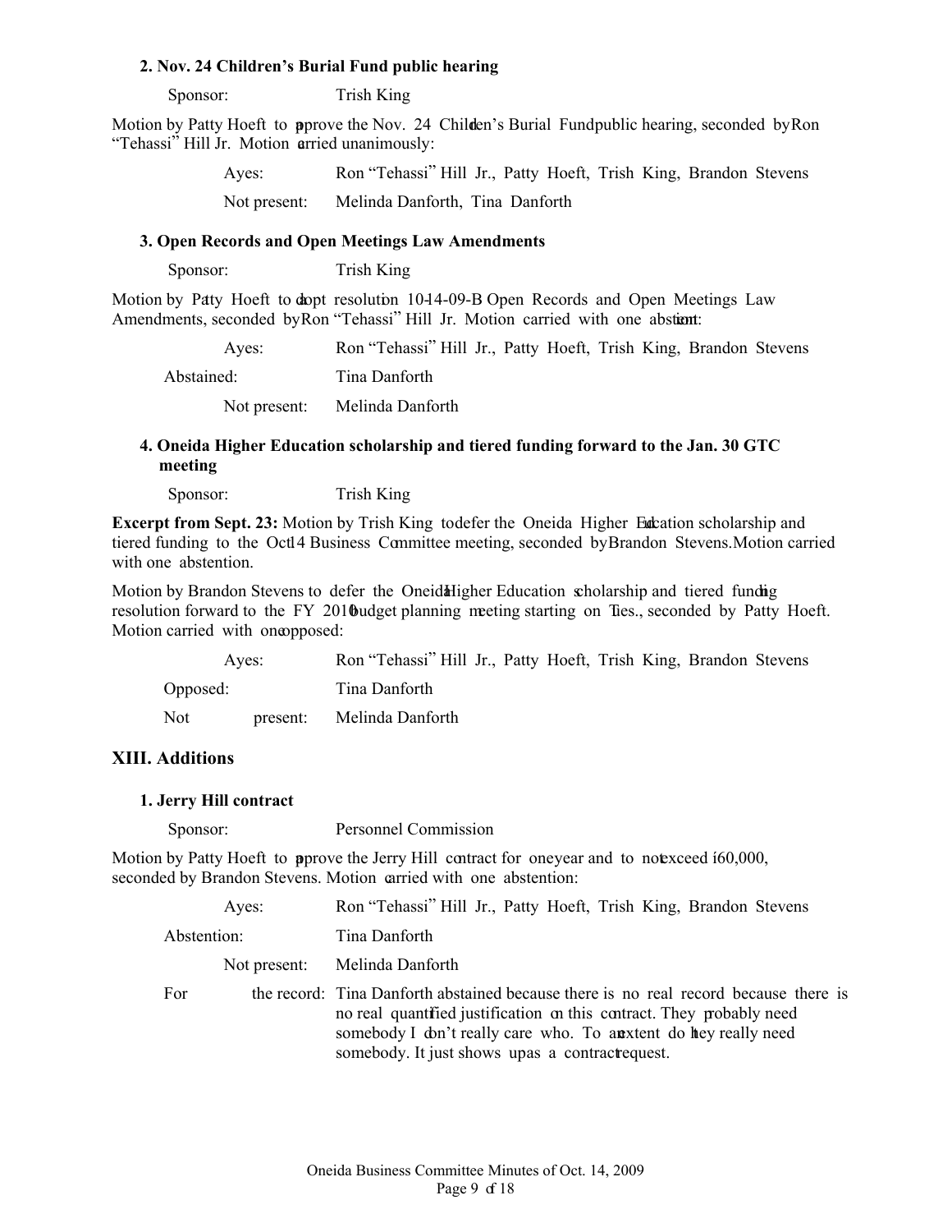**2. Nov. 24 Children's Burial Fund public hearing**

Sponsor: Trish King

Motion by Patty Hoeft to approve the Nov. 24 Children's Burial Fund public hearing, seconded by Ron "Tehassi" Hill Jr. Motion carried unanimously:

Ayes: Ron "Tehassi" Hill Jr., Patty Hoeft, Trish King, Brandon Stevens

Not present: Melinda Danforth, Tina Danforth

**3. Open Records and Open Meetings Law Amendments**

Sponsor: Trish King

Motion by Patty Hoeft to adopt resolution 10-14-09-B Open Records and Open Meetings Law Amendments, seconded by Ron "Tehassi" Hill Jr. Motion carried with one abstention:

Ayes: Ron "Tehassi" Hill Jr., Patty Hoeft, Trish King, Brandon Stevens

Abstained: Tina Danforth

Not present: Melinda Danforth

**4. Oneida Higher Education scholarship and tiered funding forward to the Jan. 30 GTC meeting**

Sponsor: Trish King

**Excerpt from Sept. 23:** Motion by Trish King to defer the Oneida Higher Education scholarship and tiered funding to the Oct 14 Business Committee meeting, seconded by Brandon Stevens. Motion carried with one abstention.

Motion by Brandon Stevens to defer the Oneida Higher Education scholarship and tiered funding resolution forward to the FY 2010 budget planning meeting starting on Tues., seconded by Patty Hoeft. Motion carried with one opposed:

Ayes: Ron "Tehassi" Hill Jr., Patty Hoeft, Trish King, Brandon Stevens

Opposed: Tina Danforth

Not present: Melinda Danforth

## XIII. Additions

**1. Jerry Hill contract**

Sponsor: Personnel Commission

Motion by Patty Hoeft to approve the Jerry Hill contract for one year and to not exceed $60,000, seconded by Brandon Stevens. Motion carried with one abstention:

Ayes: Ron "Tehassi" Hill Jr., Patty Hoeft, Trish King, Brandon Stevens

Abstention: Tina Danforth

Not present: Melinda Danforth

For the record: Tina Danforth abstained because there is no real record because there is no real quantified justification on this contract. They probably need somebody I don't really care who. To an extent do they really need somebody. It just shows up as a contract request.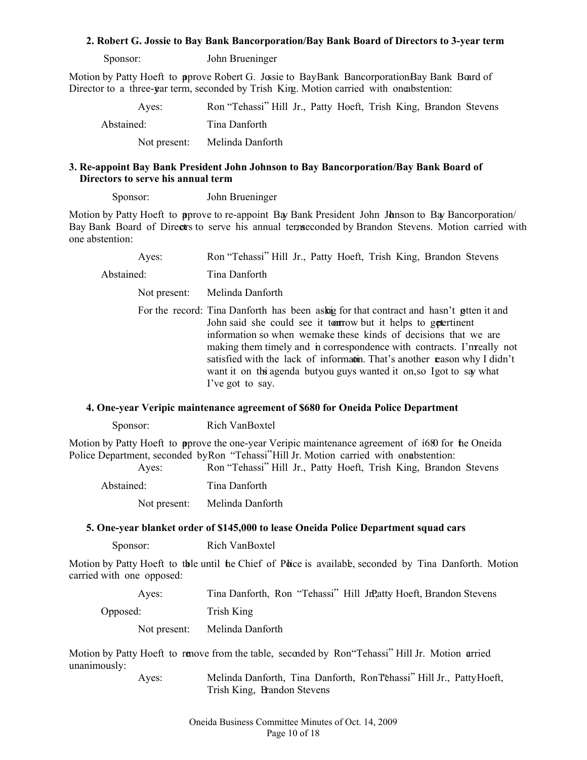**2. Robert G. Jossie to Bay Bank Bancorporation/Bay Bank Board of Directors to 3-year term**

Sponsor: John Brueninger

Motion by Patty Hoeft to approve Robert G. Jossie to BayBank Bancorporation/Bay Bank Board of Director to a three-year term, seconded by Trish King. Motion carried with one abstention:

Ayes: Ron "Tehassi" Hill Jr., Patty Hoeft, Trish King, Brandon Stevens

Abstained: Tina Danforth

Not present: Melinda Danforth

**3. Re-appoint Bay Bank President John Johnson to Bay Bancorporation/Bay Bank Board of Directors to serve his annual term**

Sponsor: John Brueninger

Motion by Patty Hoeft to approve to re-appoint Bay Bank President John Johnson to Bay Bancorporation/ Bay Bank Board of Directors to serve his annual term, seconded by Brandon Stevens. Motion carried with one abstention:

Ayes: Ron "Tehassi" Hill Jr., Patty Hoeft, Trish King, Brandon Stevens

Abstained: Tina Danforth

Not present: Melinda Danforth

For the record: Tina Danforth has been asking for that contract and hasn't gotten it and John said she could see it tomorrow but it helps to get pertinent information so when we make these kinds of decisions that we are making them timely and in correspondence with contracts. I'm really not satisfied with the lack of information. That's another reason why I didn't want it on this agenda but you guys wanted it on, so I got to say what I've got to say.

**4. One-year Veripic maintenance agreement of $680 for Oneida Police Department**

Sponsor: Rich VanBoxtel

Motion by Patty Hoeft to approve the one-year Veripic maintenance agreement of $680 for the Oneida Police Department, seconded by Ron "Tehassi" Hill Jr. Motion carried with one abstention:

Ayes: Ron "Tehassi" Hill Jr., Patty Hoeft, Trish King, Brandon Stevens

Abstained: Tina Danforth

Not present: Melinda Danforth

**5. One-year blanket order of $145,000 to lease Oneida Police Department squad cars**

Sponsor: Rich VanBoxtel

Motion by Patty Hoeft to table until the Chief of Police is available, seconded by Tina Danforth. Motion carried with one opposed:

Ayes: Tina Danforth, Ron "Tehassi" Hill Jr., Patty Hoeft, Brandon Stevens

Opposed: Trish King

Not present: Melinda Danforth

Motion by Patty Hoeft to remove from the table, seconded by Ron "Tehassi" Hill Jr. Motion carried unanimously:

Ayes: Melinda Danforth, Tina Danforth, Ron "Tehassi" Hill Jr., Patty Hoeft, Trish King, Brandon Stevens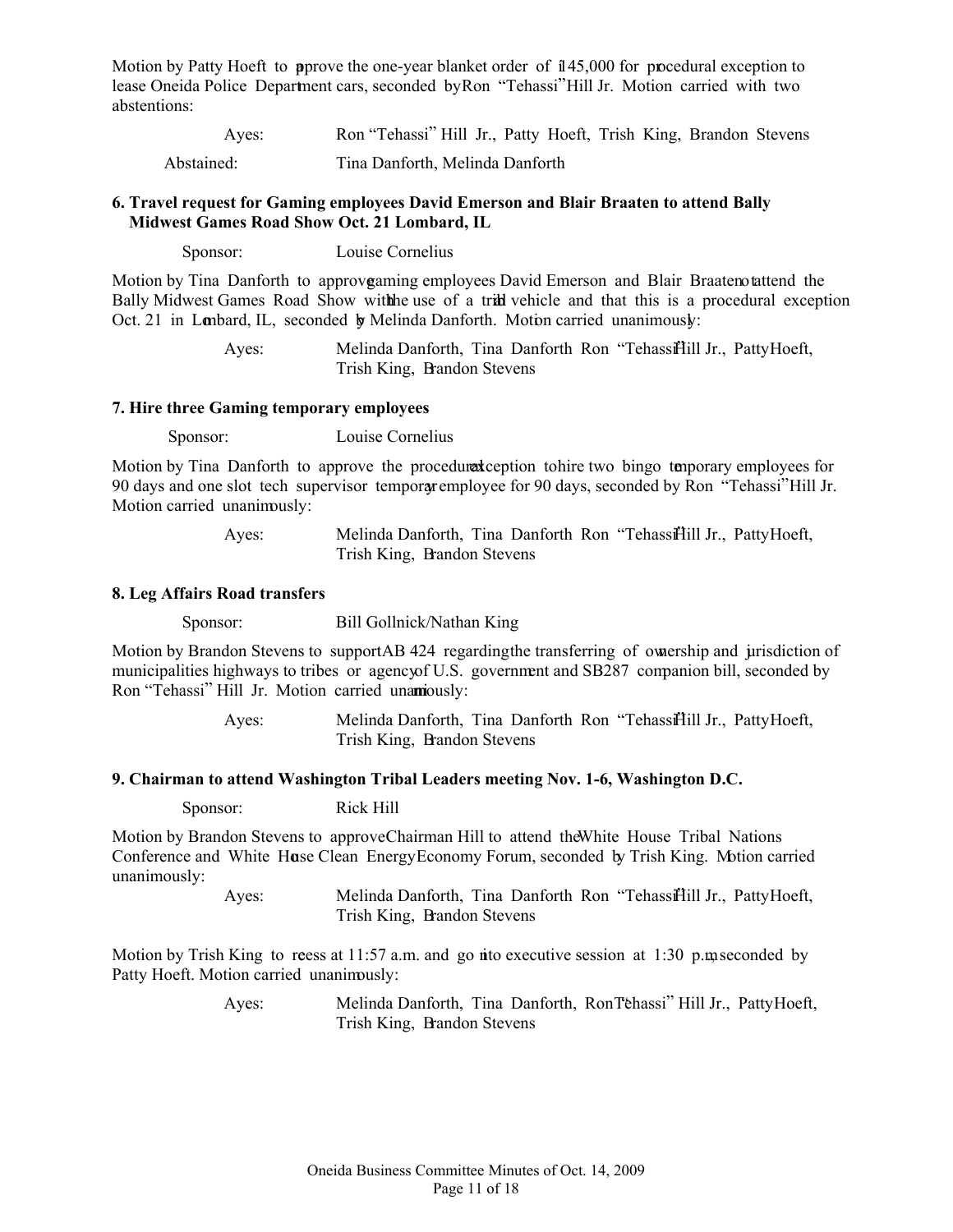Motion by Patty Hoeft to approve the one-year blanket order of $145,000 for procedural exception to lease Oneida Police Department cars, seconded by Ron "Tehassi" Hill Jr. Motion carried with two abstentions:

Ayes: Ron "Tehassi" Hill Jr., Patty Hoeft, Trish King, Brandon Stevens

Abstained: Tina Danforth, Melinda Danforth

**6. Travel request for Gaming employees David Emerson and Blair Braaten to attend Bally Midwest Games Road Show Oct. 21 Lombard, IL**

Sponsor: Louise Cornelius

Motion by Tina Danforth to approve gaming employees David Emerson and Blair Braaten to attend the Bally Midwest Games Road Show with the use of a tribal vehicle and that this is a procedural exception Oct. 21 in Lombard, IL, seconded by Melinda Danforth. Motion carried unanimously:

Ayes: Melinda Danforth, Tina Danforth Ron "Tehassi" Hill Jr., Patty Hoeft, Trish King, Brandon Stevens

**7. Hire three Gaming temporary employees**

Sponsor: Louise Cornelius

Motion by Tina Danforth to approve the procedural exception to hire two bingo temporary employees for 90 days and one slot tech supervisor temporary employee for 90 days, seconded by Ron "Tehassi" Hill Jr. Motion carried unanimously:

Ayes: Melinda Danforth, Tina Danforth Ron "Tehassi" Hill Jr., Patty Hoeft, Trish King, Brandon Stevens

**8. Leg Affairs Road transfers**

Sponsor: Bill Gollnick/Nathan King

Motion by Brandon Stevens to support AB 424 regarding the transferring of ownership and jurisdiction of municipalities highways to tribes or agency of U.S. government and SB287 companion bill, seconded by Ron "Tehassi" Hill Jr. Motion carried unanimously:

Ayes: Melinda Danforth, Tina Danforth Ron "Tehassi" Hill Jr., Patty Hoeft, Trish King, Brandon Stevens

**9. Chairman to attend Washington Tribal Leaders meeting Nov. 1-6, Washington D.C.**

Sponsor: Rick Hill

Motion by Brandon Stevens to approve Chairman Hill to attend the White House Tribal Nations Conference and White House Clean Energy Economy Forum, seconded by Trish King. Motion carried unanimously:

Ayes: Melinda Danforth, Tina Danforth Ron "Tehassi" Hill Jr., Patty Hoeft, Trish King, Brandon Stevens

Motion by Trish King to recess at 11:57 a.m. and go into executive session at 1:30 p.m., seconded by Patty Hoeft. Motion carried unanimously:

Ayes: Melinda Danforth, Tina Danforth, Ron "Tehassi" Hill Jr., Patty Hoeft, Trish King, Brandon Stevens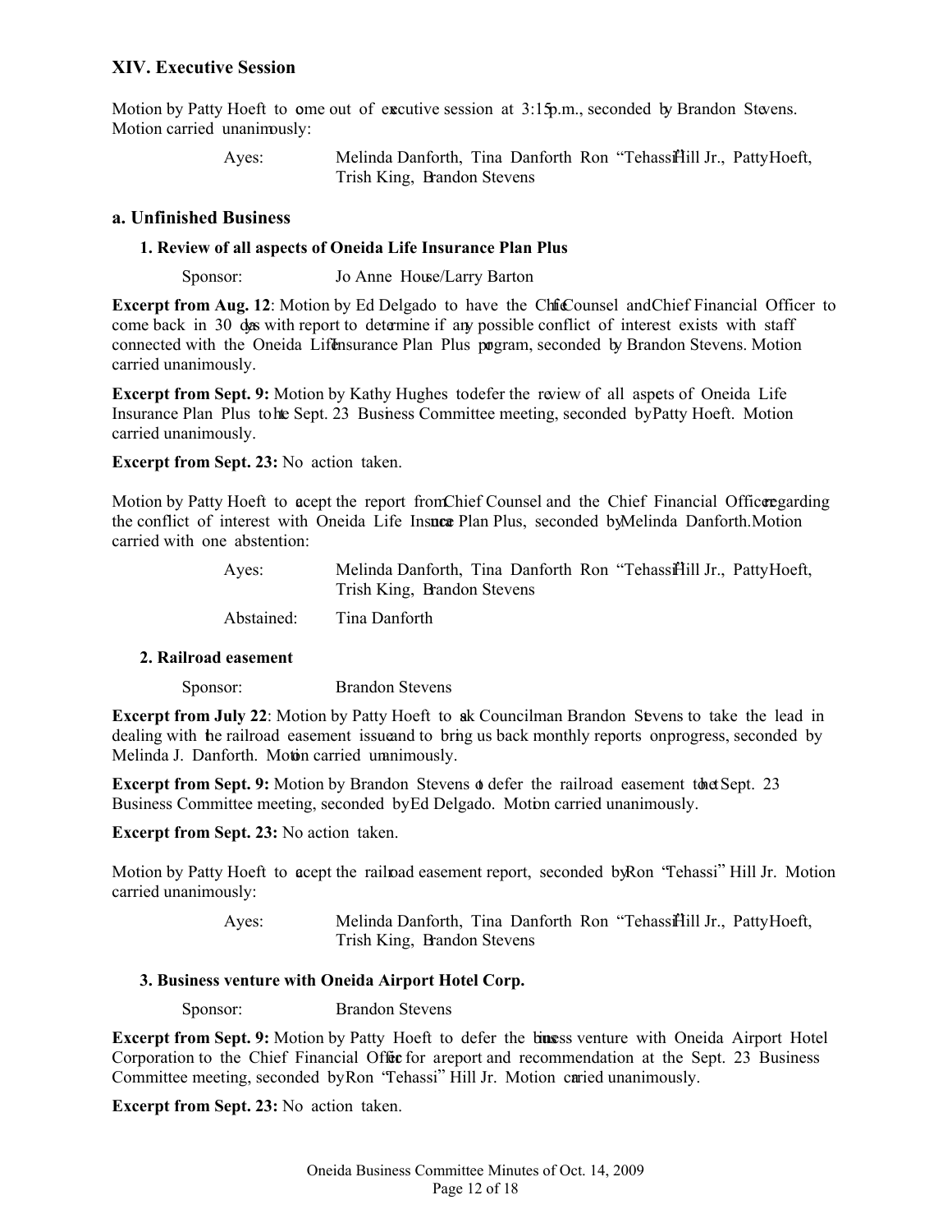## XIV. Executive Session

Motion by Patty Hoeft to come out of executive session at 3:15 p.m., seconded by Brandon Stevens. Motion carried unanimously:

Ayes: Melinda Danforth, Tina Danforth Ron "Tehassi" Hill Jr., Patty Hoeft, Trish King, Brandon Stevens

### a. Unfinished Business

#### 1. Review of all aspects of Oneida Life Insurance Plan Plus

Sponsor: Jo Anne House/Larry Barton

**Excerpt from Aug. 12**: Motion by Ed Delgado to have the Chief Counsel and Chief Financial Officer to come back in 30 days with report to determine if any possible conflict of interest exists with staff connected with the Oneida Life Insurance Plan Plus program, seconded by Brandon Stevens. Motion carried unanimously.

**Excerpt from Sept. 9:** Motion by Kathy Hughes to defer the review of all aspects of Oneida Life Insurance Plan Plus to the Sept. 23 Business Committee meeting, seconded by Patty Hoeft. Motion carried unanimously.

**Excerpt from Sept. 23:** No action taken.

Motion by Patty Hoeft to accept the report from Chief Counsel and the Chief Financial Officer regarding the conflict of interest with Oneida Life Insurance Plan Plus, seconded by Melinda Danforth. Motion carried with one abstention:

Ayes: Melinda Danforth, Tina Danforth Ron "Tehassi" Hill Jr., Patty Hoeft, Trish King, Brandon Stevens

Abstained: Tina Danforth

#### 2. Railroad easement

Sponsor: Brandon Stevens

**Excerpt from July 22**: Motion by Patty Hoeft to ask Councilman Brandon Stevens to take the lead in dealing with the railroad easement issue and to bring us back monthly reports on progress, seconded by Melinda J. Danforth. Motion carried unanimously.

**Excerpt from Sept. 9:** Motion by Brandon Stevens to defer the railroad easement to the Sept. 23 Business Committee meeting, seconded by Ed Delgado. Motion carried unanimously.

**Excerpt from Sept. 23:** No action taken.

Motion by Patty Hoeft to accept the railroad easement report, seconded by Ron "Tehassi" Hill Jr. Motion carried unanimously:

Ayes: Melinda Danforth, Tina Danforth Ron "Tehassi" Hill Jr., Patty Hoeft, Trish King, Brandon Stevens

#### 3. Business venture with Oneida Airport Hotel Corp.

Sponsor: Brandon Stevens

**Excerpt from Sept. 9:** Motion by Patty Hoeft to defer the business venture with Oneida Airport Hotel Corporation to the Chief Financial Officer for a report and recommendation at the Sept. 23 Business Committee meeting, seconded by Ron "Tehassi" Hill Jr. Motion carried unanimously.

**Excerpt from Sept. 23:** No action taken.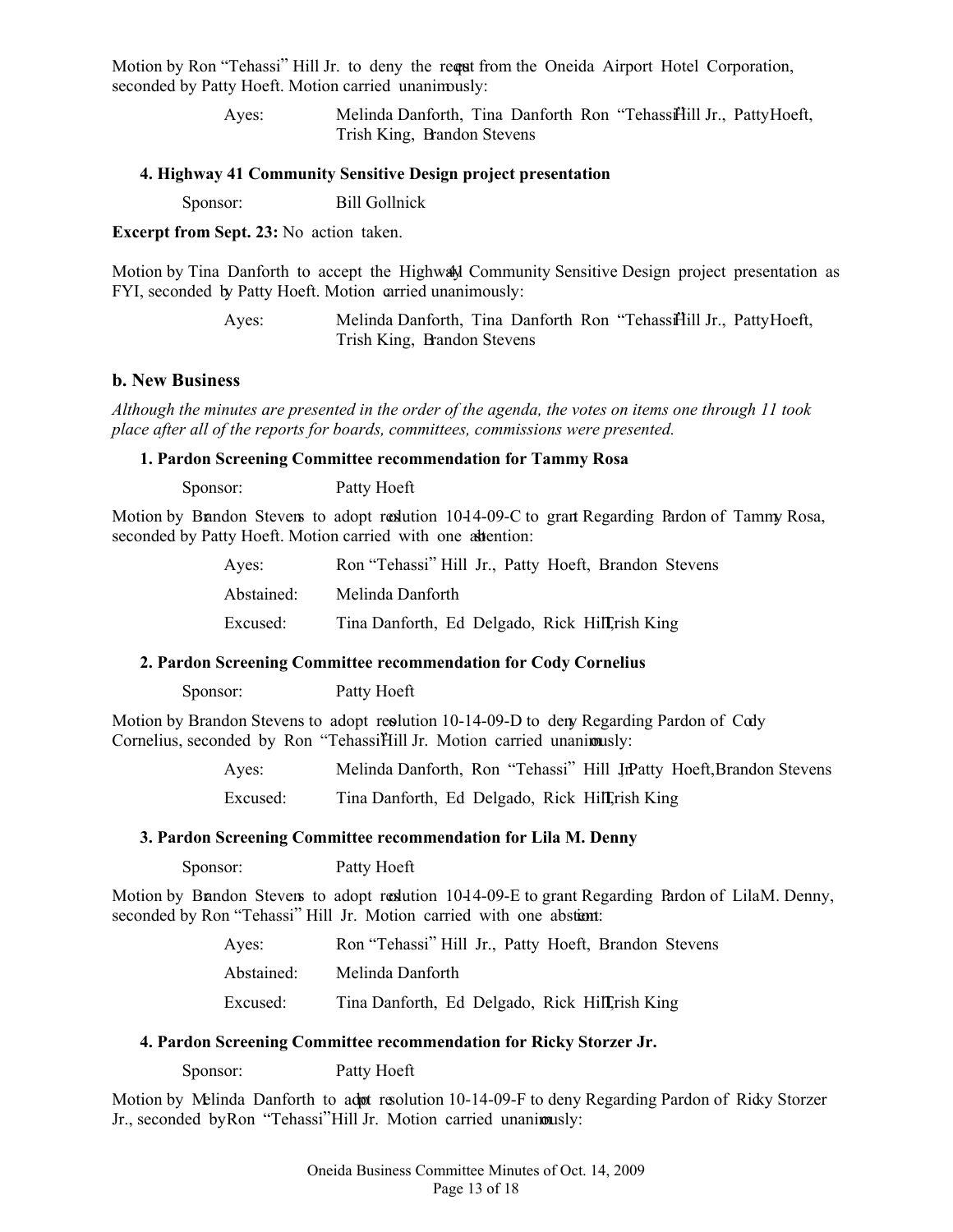Motion by Ron "Tehassi" Hill Jr. to deny the request from the Oneida Airport Hotel Corporation, seconded by Patty Hoeft. Motion carried unanimously:

| | |
|---|---|
| Ayes: | Melinda Danforth, Tina Danforth, Ron "Tehassi" Hill Jr., Patty Hoeft, Trish King, Brandon Stevens |

**4. Highway 41 Community Sensitive Design project presentation**

Sponsor: Bill Gollnick

**Excerpt from Sept. 23:** No action taken.

Motion by Tina Danforth to accept the Highway 41 Community Sensitive Design project presentation as FYI, seconded by Patty Hoeft. Motion carried unanimously:

| | |
|---|---|
| Ayes: | Melinda Danforth, Tina Danforth, Ron "Tehassi" Hill Jr., Patty Hoeft, Trish King, Brandon Stevens |

## b. New Business

*Although the minutes are presented in the order of the agenda, the votes on items one through 11 took place after all of the reports for boards, committees, commissions were presented.*

**1. Pardon Screening Committee recommendation for Tammy Rosa**

Sponsor: Patty Hoeft

Motion by Brandon Stevens to adopt resolution 10-14-09-C to grant Regarding Pardon of Tammy Rosa, seconded by Patty Hoeft. Motion carried with one abstention:

| | |
|---|---|
| Ayes: | Ron "Tehassi" Hill Jr., Patty Hoeft, Brandon Stevens |
| Abstained: | Melinda Danforth |
| Excused: | Tina Danforth, Ed Delgado, Rick Hill, Trish King |

**2. Pardon Screening Committee recommendation for Cody Cornelius**

Sponsor: Patty Hoeft

Motion by Brandon Stevens to adopt resolution 10-14-09-D to deny Regarding Pardon of Cody Cornelius, seconded by Ron "Tehassi" Hill Jr. Motion carried unanimously:

| | |
|---|---|
| Ayes: | Melinda Danforth, Ron "Tehassi" Hill Jr., Patty Hoeft, Brandon Stevens |
| Excused: | Tina Danforth, Ed Delgado, Rick Hill, Trish King |

**3. Pardon Screening Committee recommendation for Lila M. Denny**

Sponsor: Patty Hoeft

Motion by Brandon Stevens to adopt resolution 10-14-09-E to grant Regarding Pardon of Lila M. Denny, seconded by Ron "Tehassi" Hill Jr. Motion carried with one abstention:

| | |
|---|---|
| Ayes: | Ron "Tehassi" Hill Jr., Patty Hoeft, Brandon Stevens |
| Abstained: | Melinda Danforth |
| Excused: | Tina Danforth, Ed Delgado, Rick Hill, Trish King |

**4. Pardon Screening Committee recommendation for Ricky Storzer Jr.**

Sponsor: Patty Hoeft

Motion by Melinda Danforth to adopt resolution 10-14-09-F to deny Regarding Pardon of Ricky Storzer Jr., seconded by Ron "Tehassi" Hill Jr. Motion carried unanimously: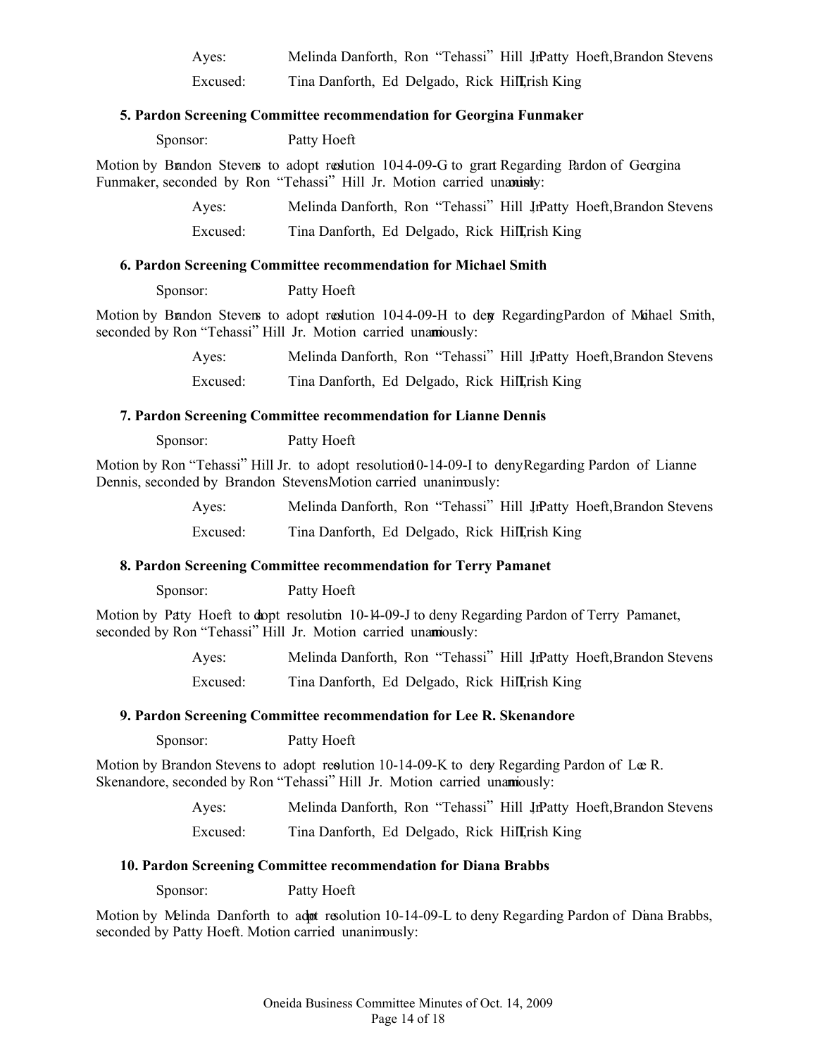Ayes: Melinda Danforth, Ron "Tehassi" Hill Jr., Patty Hoeft, Brandon Stevens

Excused: Tina Danforth, Ed Delgado, Rick Hill, Trish King

**5. Pardon Screening Committee recommendation for Georgina Funmaker**

Sponsor: Patty Hoeft

Motion by Brandon Stevens to adopt resolution 10-14-09-G to grant Regarding Pardon of Georgina Funmaker, seconded by Ron "Tehassi" Hill Jr. Motion carried unanimously:

Ayes: Melinda Danforth, Ron "Tehassi" Hill Jr., Patty Hoeft, Brandon Stevens

Excused: Tina Danforth, Ed Delgado, Rick Hill, Trish King

**6. Pardon Screening Committee recommendation for Michael Smith**

Sponsor: Patty Hoeft

Motion by Brandon Stevens to adopt resolution 10-14-09-H to deny Regarding Pardon of Michael Smith, seconded by Ron "Tehassi" Hill Jr. Motion carried unanimously:

Ayes: Melinda Danforth, Ron "Tehassi" Hill Jr., Patty Hoeft, Brandon Stevens

Excused: Tina Danforth, Ed Delgado, Rick Hill, Trish King

**7. Pardon Screening Committee recommendation for Lianne Dennis**

Sponsor: Patty Hoeft

Motion by Ron "Tehassi" Hill Jr. to adopt resolution 10-14-09-I to deny Regarding Pardon of Lianne Dennis, seconded by Brandon Stevens. Motion carried unanimously:

Ayes: Melinda Danforth, Ron "Tehassi" Hill Jr., Patty Hoeft, Brandon Stevens

Excused: Tina Danforth, Ed Delgado, Rick Hill, Trish King

**8. Pardon Screening Committee recommendation for Terry Pamanet**

Sponsor: Patty Hoeft

Motion by Patty Hoeft to adopt resolution 10-14-09-J to deny Regarding Pardon of Terry Pamanet, seconded by Ron "Tehassi" Hill Jr. Motion carried unanimously:

Ayes: Melinda Danforth, Ron "Tehassi" Hill Jr., Patty Hoeft, Brandon Stevens

Excused: Tina Danforth, Ed Delgado, Rick Hill, Trish King

**9. Pardon Screening Committee recommendation for Lee R. Skenandore**

Sponsor: Patty Hoeft

Motion by Brandon Stevens to adopt resolution 10-14-09-K to deny Regarding Pardon of Lee R. Skenandore, seconded by Ron "Tehassi" Hill Jr. Motion carried unanimously:

Ayes: Melinda Danforth, Ron "Tehassi" Hill Jr., Patty Hoeft, Brandon Stevens

Excused: Tina Danforth, Ed Delgado, Rick Hill, Trish King

**10. Pardon Screening Committee recommendation for Diana Brabbs**

Sponsor: Patty Hoeft

Motion by Melinda Danforth to adopt resolution 10-14-09-L to deny Regarding Pardon of Diana Brabbs, seconded by Patty Hoeft. Motion carried unanimously: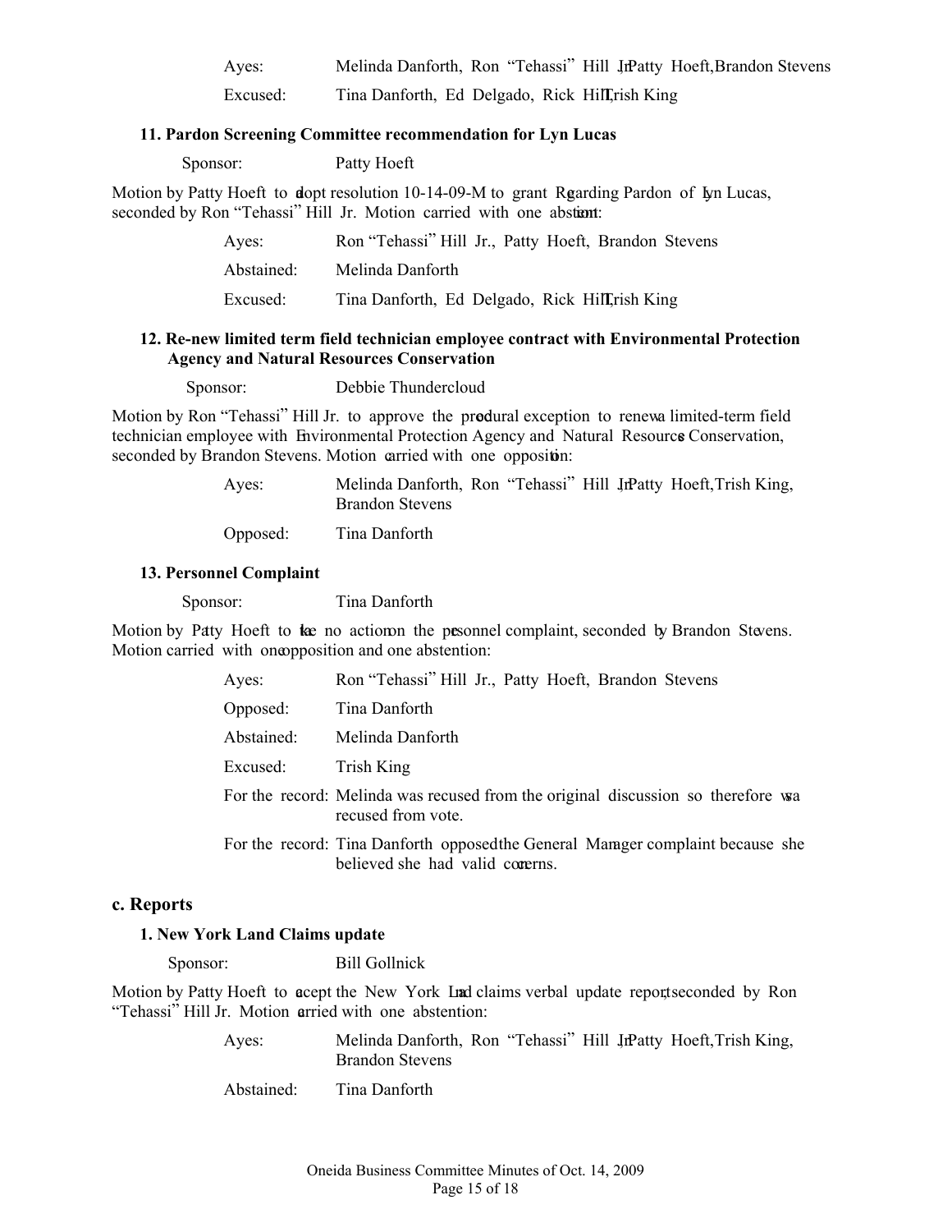Ayes: Melinda Danforth, Ron "Tehassi" Hill Jr., Patty Hoeft, Brandon Stevens

Excused: Tina Danforth, Ed Delgado, Rick Hill, Trish King

#### 11. Pardon Screening Committee recommendation for Lyn Lucas

Sponsor: Patty Hoeft

Motion by Patty Hoeft to adopt resolution 10-14-09-M to grant Regarding Pardon of Lyn Lucas, seconded by Ron "Tehassi" Hill Jr. Motion carried with one abstention:

Ayes: Ron "Tehassi" Hill Jr., Patty Hoeft, Brandon Stevens

Abstained: Melinda Danforth

Excused: Tina Danforth, Ed Delgado, Rick Hill, Trish King

#### 12. Re-new limited term field technician employee contract with Environmental Protection Agency and Natural Resources Conservation

Sponsor: Debbie Thundercloud

Motion by Ron "Tehassi" Hill Jr. to approve the procedural exception to renew a limited-term field technician employee with Environmental Protection Agency and Natural Resources Conservation, seconded by Brandon Stevens. Motion carried with one opposition:

Ayes: Melinda Danforth, Ron "Tehassi" Hill Jr., Patty Hoeft, Trish King, Brandon Stevens

Opposed: Tina Danforth

#### 13. Personnel Complaint

Sponsor: Tina Danforth

Motion by Patty Hoeft to take no action on the personnel complaint, seconded by Brandon Stevens. Motion carried with one opposition and one abstention:

Ayes: Ron "Tehassi" Hill Jr., Patty Hoeft, Brandon Stevens

Opposed: Tina Danforth

Abstained: Melinda Danforth

Excused: Trish King

For the record: Melinda was recused from the original discussion so therefore was recused from vote.

For the record: Tina Danforth opposed the General Manager complaint because she believed she had valid concerns.

## c. Reports

#### 1. New York Land Claims update

Sponsor: Bill Gollnick

Motion by Patty Hoeft to accept the New York Land claims verbal update report, seconded by Ron "Tehassi" Hill Jr. Motion carried with one abstention:

Ayes: Melinda Danforth, Ron "Tehassi" Hill Jr., Patty Hoeft, Trish King, Brandon Stevens

Abstained: Tina Danforth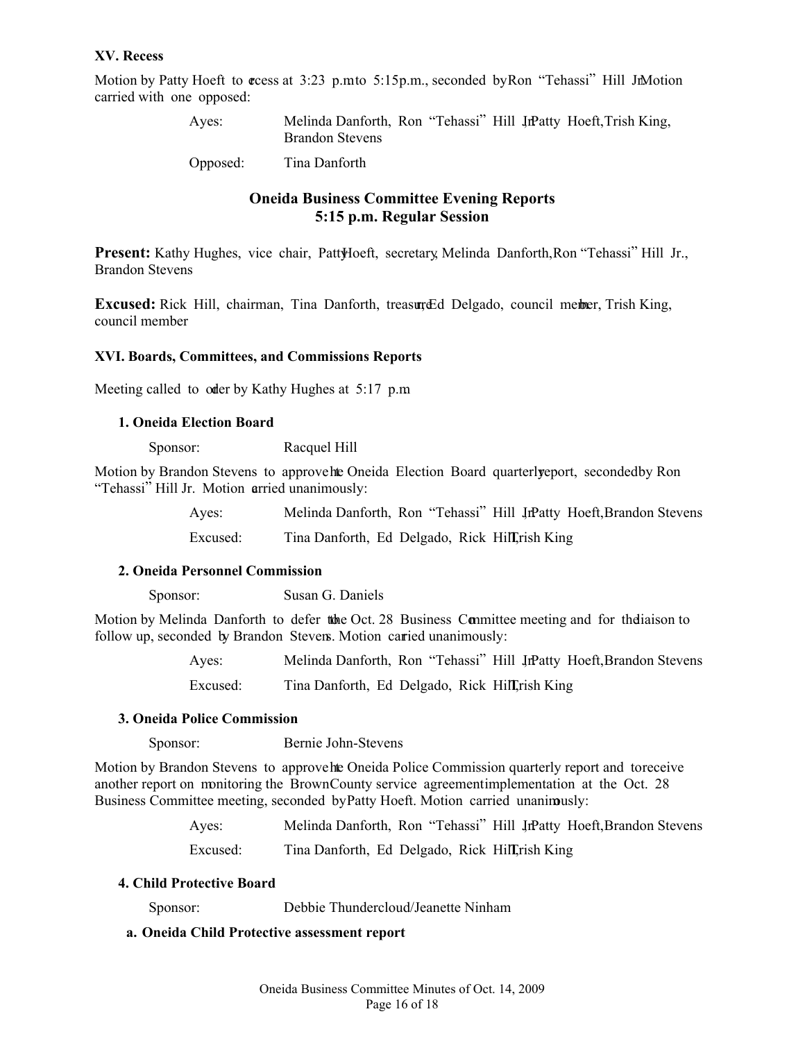**XV. Recess**

Motion by Patty Hoeft to recess at 3:23 p.m. to 5:15 p.m., seconded by Ron "Tehassi" Hill Jr. Motion carried with one opposed:

| | |
|---|---|
| Ayes: | Melinda Danforth, Ron "Tehassi" Hill Jr., Patty Hoeft, Trish King, Brandon Stevens |
| Opposed: | Tina Danforth |

## Oneida Business Committee Evening Reports
## 5:15 p.m. Regular Session

**Present:** Kathy Hughes, vice chair, Patty Hoeft, secretary, Melinda Danforth, Ron "Tehassi" Hill Jr., Brandon Stevens

**Excused:** Rick Hill, chairman, Tina Danforth, treasurer, Ed Delgado, council member, Trish King, council member

**XVI. Boards, Committees, and Commissions Reports**

Meeting called to order by Kathy Hughes at 5:17 p.m.

**1. Oneida Election Board**

Sponsor: Racquel Hill

Motion by Brandon Stevens to approve the Oneida Election Board quarterly report, seconded by Ron "Tehassi" Hill Jr. Motion carried unanimously:

| | |
|---|---|
| Ayes: | Melinda Danforth, Ron "Tehassi" Hill Jr., Patty Hoeft, Brandon Stevens |
| Excused: | Tina Danforth, Ed Delgado, Rick Hill, Trish King |

**2. Oneida Personnel Commission**

Sponsor: Susan G. Daniels

Motion by Melinda Danforth to defer to the Oct. 28 Business Committee meeting and for the liaison to follow up, seconded by Brandon Stevens. Motion carried unanimously:

| | |
|---|---|
| Ayes: | Melinda Danforth, Ron "Tehassi" Hill Jr., Patty Hoeft, Brandon Stevens |
| Excused: | Tina Danforth, Ed Delgado, Rick Hill, Trish King |

**3. Oneida Police Commission**

Sponsor: Bernie John-Stevens

Motion by Brandon Stevens to approve the Oneida Police Commission quarterly report and to receive another report on monitoring the Brown County service agreement implementation at the Oct. 28 Business Committee meeting, seconded by Patty Hoeft. Motion carried unanimously:

| | |
|---|---|
| Ayes: | Melinda Danforth, Ron "Tehassi" Hill Jr., Patty Hoeft, Brandon Stevens |
| Excused: | Tina Danforth, Ed Delgado, Rick Hill, Trish King |

**4. Child Protective Board**

Sponsor: Debbie Thundercloud/Jeanette Ninham

**a. Oneida Child Protective assessment report**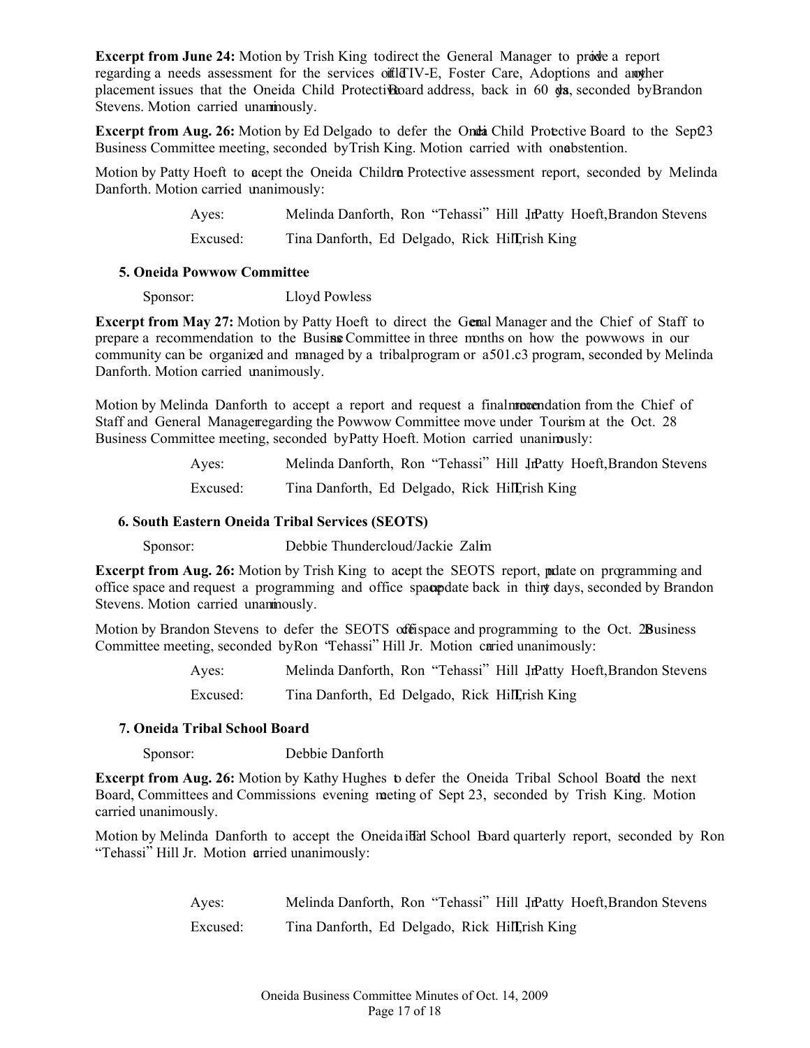**Excerpt from June 24:** Motion by Trish King to direct the General Manager to provide a report regarding a needs assessment for the services of Title IV-E, Foster Care, Adoptions and any other placement issues that the Oneida Child Protective Board address, back in 60 days, seconded by Brandon Stevens. Motion carried unanimously.

**Excerpt from Aug. 26:** Motion by Ed Delgado to defer the Oneida Child Protective Board to the Sept 23 Business Committee meeting, seconded by Trish King. Motion carried with one abstention.

Motion by Patty Hoeft to accept the Oneida Children Protective assessment report, seconded by Melinda Danforth. Motion carried unanimously:

| | |
|---|---|
| Ayes: | Melinda Danforth, Ron "Tehassi" Hill Jr., Patty Hoeft, Brandon Stevens |
| Excused: | Tina Danforth, Ed Delgado, Rick Hill, Trish King |

### 5. Oneida Powwow Committee

Sponsor: Lloyd Powless

**Excerpt from May 27:** Motion by Patty Hoeft to direct the General Manager and the Chief of Staff to prepare a recommendation to the Business Committee in three months on how the powwows in our community can be organized and managed by a tribal program or a 501.c3 program, seconded by Melinda Danforth. Motion carried unanimously.

Motion by Melinda Danforth to accept a report and request a final recommendation from the Chief of Staff and General Manager regarding the Powwow Committee move under Tourism at the Oct. 28 Business Committee meeting, seconded by Patty Hoeft. Motion carried unanimously:

| | |
|---|---|
| Ayes: | Melinda Danforth, Ron "Tehassi" Hill Jr., Patty Hoeft, Brandon Stevens |
| Excused: | Tina Danforth, Ed Delgado, Rick Hill, Trish King |

### 6. South Eastern Oneida Tribal Services (SEOTS)

Sponsor: Debbie Thundercloud/Jackie Zalim

**Excerpt from Aug. 26:** Motion by Trish King to accept the SEOTS report, update on programming and office space and request a programming and office space update back in thirty days, seconded by Brandon Stevens. Motion carried unanimously.

Motion by Brandon Stevens to defer the SEOTS office space and programming to the Oct. 28 Business Committee meeting, seconded by Ron "Tehassi" Hill Jr. Motion carried unanimously:

| | |
|---|---|
| Ayes: | Melinda Danforth, Ron "Tehassi" Hill Jr., Patty Hoeft, Brandon Stevens |
| Excused: | Tina Danforth, Ed Delgado, Rick Hill, Trish King |

### 7. Oneida Tribal School Board

Sponsor: Debbie Danforth

**Excerpt from Aug. 26:** Motion by Kathy Hughes to defer the Oneida Tribal School Board to the next Board, Committees and Commissions evening meeting of Sept 23, seconded by Trish King. Motion carried unanimously.

Motion by Melinda Danforth to accept the Oneida Tribal School Board quarterly report, seconded by Ron "Tehassi" Hill Jr. Motion carried unanimously:

| | |
|---|---|
| Ayes: | Melinda Danforth, Ron "Tehassi" Hill Jr., Patty Hoeft, Brandon Stevens |
| Excused: | Tina Danforth, Ed Delgado, Rick Hill, Trish King |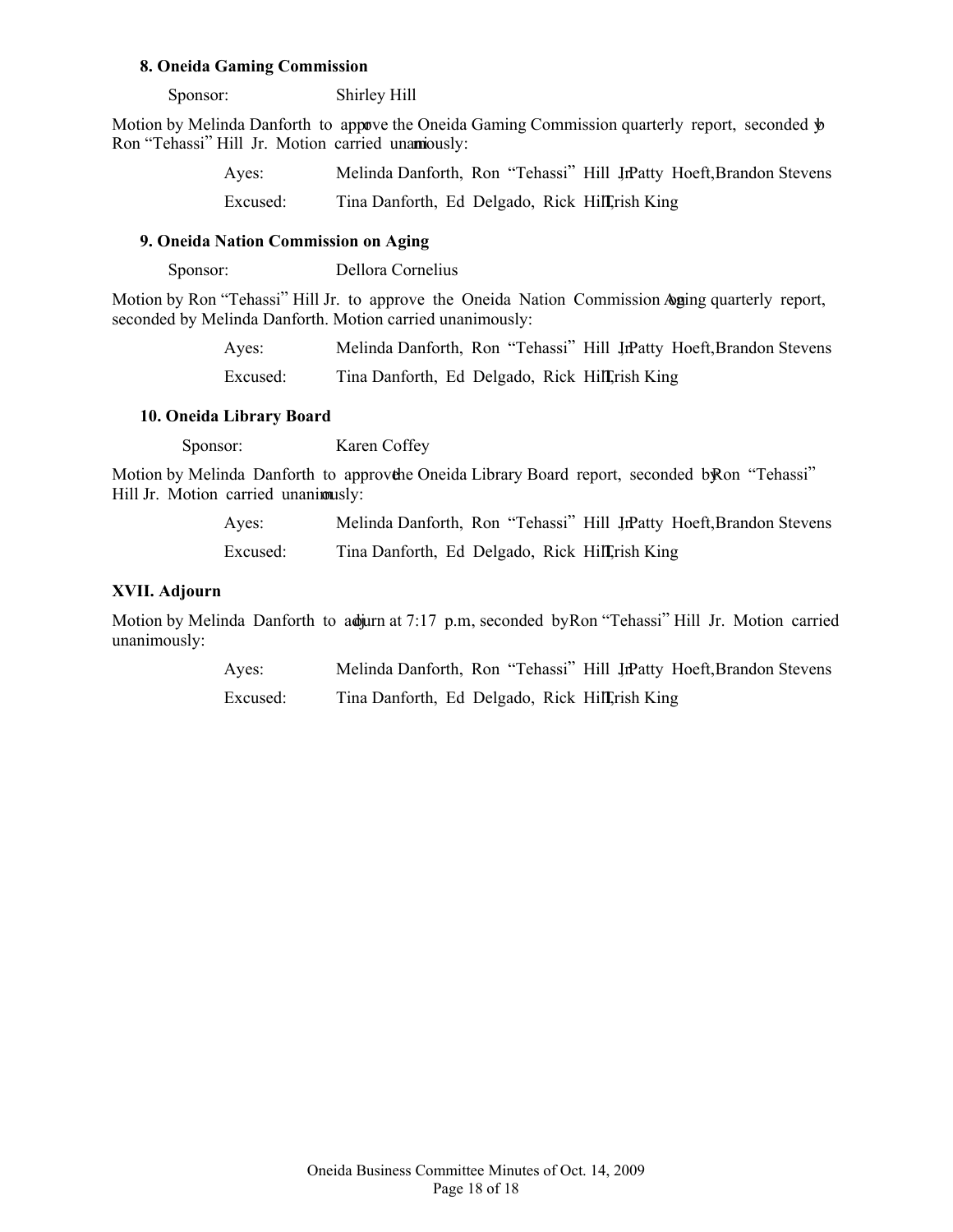**8. Oneida Gaming Commission**

Sponsor: Shirley Hill

Motion by Melinda Danforth to approve the Oneida Gaming Commission quarterly report, seconded by Ron "Tehassi" Hill Jr. Motion carried unanimously:

Ayes: Melinda Danforth, Ron "Tehassi" Hill Jr., Patty Hoeft, Brandon Stevens

Excused: Tina Danforth, Ed Delgado, Rick Hill, Trish King

**9. Oneida Nation Commission on Aging**

Sponsor: Dellora Cornelius

Motion by Ron "Tehassi" Hill Jr. to approve the Oneida Nation Commission on Aging quarterly report, seconded by Melinda Danforth. Motion carried unanimously:

Ayes: Melinda Danforth, Ron "Tehassi" Hill Jr., Patty Hoeft, Brandon Stevens

Excused: Tina Danforth, Ed Delgado, Rick Hill, Trish King

**10. Oneida Library Board**

Sponsor: Karen Coffey

Motion by Melinda Danforth to approve the Oneida Library Board report, seconded by Ron "Tehassi" Hill Jr. Motion carried unanimously:

Ayes: Melinda Danforth, Ron "Tehassi" Hill Jr., Patty Hoeft, Brandon Stevens

Excused: Tina Danforth, Ed Delgado, Rick Hill, Trish King

**XVII. Adjourn**

Motion by Melinda Danforth to adjourn at 7:17 p.m, seconded by Ron "Tehassi" Hill Jr. Motion carried unanimously:

Ayes: Melinda Danforth, Ron "Tehassi" Hill Jr., Patty Hoeft, Brandon Stevens

Excused: Tina Danforth, Ed Delgado, Rick Hill, Trish King